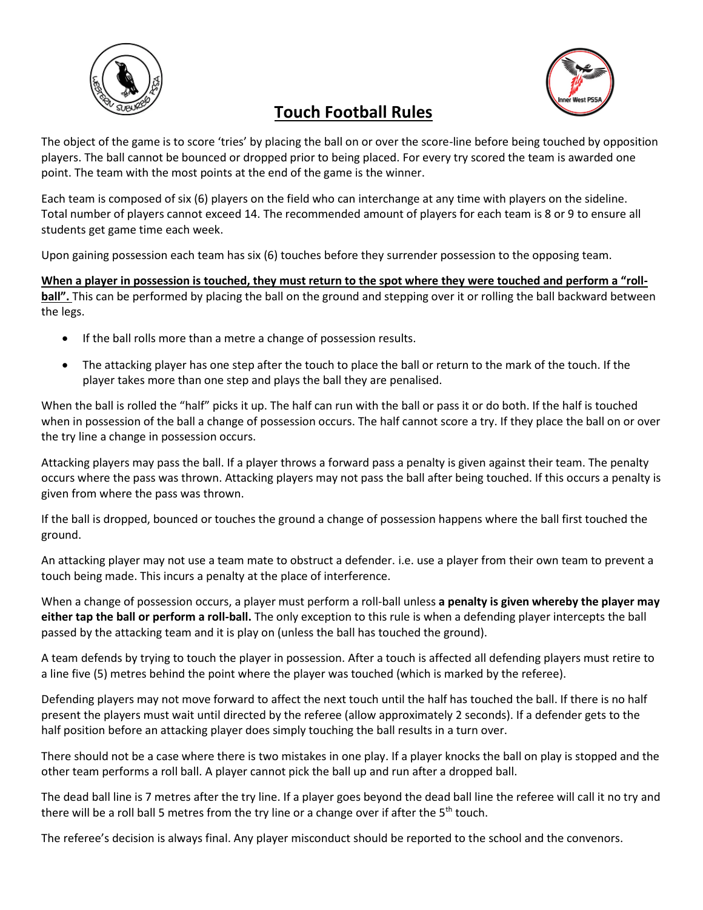# Touch Football Rules

The object of the game is to score 'tries' by placing the ball on or over the score-line before being touched by opposition players. The ball cannot be bounced or dropped prior to being placed. For every try scored the team is awarded one point. The team with the most points at the end of the game is the winner.

Each team is composed of six (6) players on the field who can interchange at any time with players on the sideline. Total number of players cannot exceed 14. The recommended amount of players for each team is 8 or 9 to ensure all students get game time each week.

Upon gaining possession each team has six (6) touches before they surrender possession to the opposing team.

**When a player in possession is touched, they must return to the spot where they were touched and perform a "roll-ball".** This can be performed by placing the ball on the ground and stepping over it or rolling the ball backward between the legs.

- If the ball rolls more than a metre a change of possession results.
- The attacking player has one step after the touch to place the ball or return to the mark of the touch. If the player takes more than one step and plays the ball they are penalised.

When the ball is rolled the "half" picks it up. The half can run with the ball or pass it or do both. If the half is touched when in possession of the ball a change of possession occurs. The half cannot score a try. If they place the ball on or over the try line a change in possession occurs.

Attacking players may pass the ball. If a player throws a forward pass a penalty is given against their team. The penalty occurs where the pass was thrown. Attacking players may not pass the ball after being touched. If this occurs a penalty is given from where the pass was thrown.

If the ball is dropped, bounced or touches the ground a change of possession happens where the ball first touched the ground.

An attacking player may not use a team mate to obstruct a defender. i.e. use a player from their own team to prevent a touch being made. This incurs a penalty at the place of interference.

When a change of possession occurs, a player must perform a roll-ball unless **a penalty is given whereby the player may either tap the ball or perform a roll-ball.** The only exception to this rule is when a defending player intercepts the ball passed by the attacking team and it is play on (unless the ball has touched the ground).

A team defends by trying to touch the player in possession. After a touch is affected all defending players must retire to a line five (5) metres behind the point where the player was touched (which is marked by the referee).

Defending players may not move forward to affect the next touch until the half has touched the ball. If there is no half present the players must wait until directed by the referee (allow approximately 2 seconds). If a defender gets to the half position before an attacking player does simply touching the ball results in a turn over.

There should not be a case where there is two mistakes in one play. If a player knocks the ball on play is stopped and the other team performs a roll ball. A player cannot pick the ball up and run after a dropped ball.

The dead ball line is 7 metres after the try line. If a player goes beyond the dead ball line the referee will call it no try and there will be a roll ball 5 metres from the try line or a change over if after the 5th touch.

The referee's decision is always final. Any player misconduct should be reported to the school and the convenors.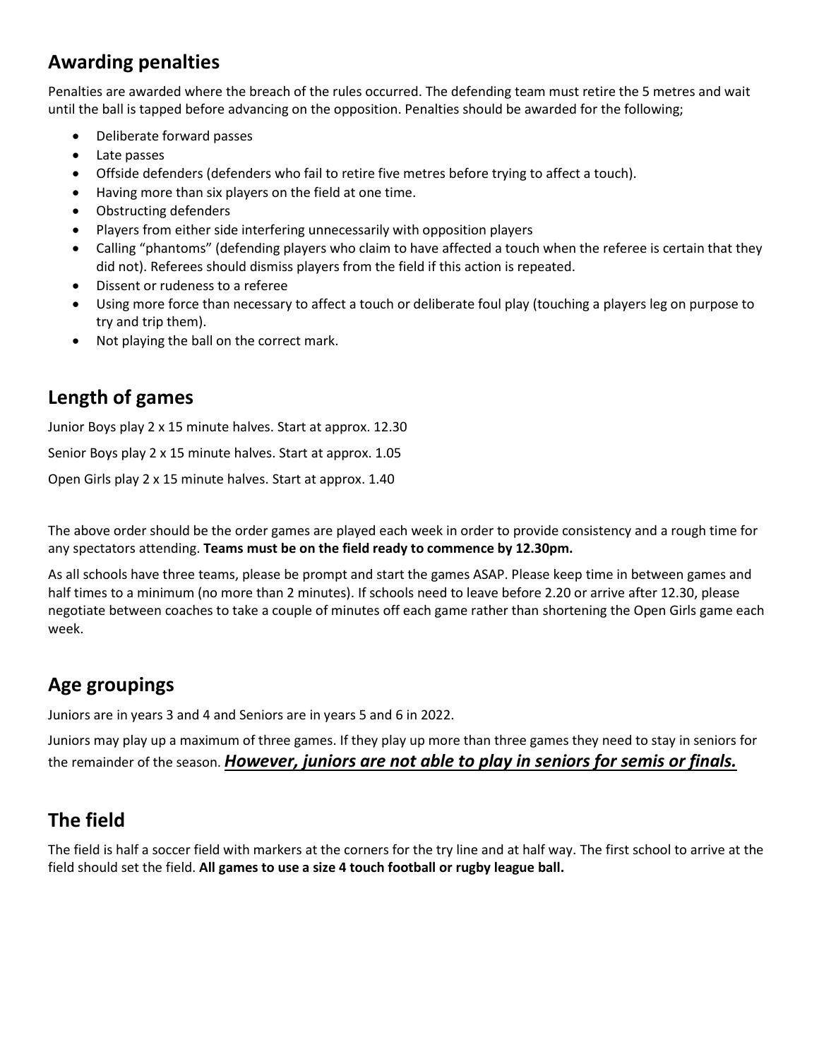## Awarding penalties

Penalties are awarded where the breach of the rules occurred. The defending team must retire the 5 metres and wait until the ball is tapped before advancing on the opposition. Penalties should be awarded for the following;

- Deliberate forward passes
- Late passes
- Offside defenders (defenders who fail to retire five metres before trying to affect a touch).
- Having more than six players on the field at one time.
- Obstructing defenders
- Players from either side interfering unnecessarily with opposition players
- Calling "phantoms" (defending players who claim to have affected a touch when the referee is certain that they did not). Referees should dismiss players from the field if this action is repeated.
- Dissent or rudeness to a referee
- Using more force than necessary to affect a touch or deliberate foul play (touching a players leg on purpose to try and trip them).
- Not playing the ball on the correct mark.

## Length of games

Junior Boys play 2 x 15 minute halves. Start at approx. 12.30

Senior Boys play 2 x 15 minute halves. Start at approx. 1.05

Open Girls play 2 x 15 minute halves. Start at approx. 1.40

The above order should be the order games are played each week in order to provide consistency and a rough time for any spectators attending. **Teams must be on the field ready to commence by 12.30pm.**

As all schools have three teams, please be prompt and start the games ASAP. Please keep time in between games and half times to a minimum (no more than 2 minutes). If schools need to leave before 2.20 or arrive after 12.30, please negotiate between coaches to take a couple of minutes off each game rather than shortening the Open Girls game each week.

## Age groupings

Juniors are in years 3 and 4 and Seniors are in years 5 and 6 in 2022.

Juniors may play up a maximum of three games. If they play up more than three games they need to stay in seniors for the remainder of the season. ***<u>However, juniors are not able to play in seniors for semis or finals.</u>***

## The field

The field is half a soccer field with markers at the corners for the try line and at half way. The first school to arrive at the field should set the field. **All games to use a size 4 touch football or rugby league ball.**